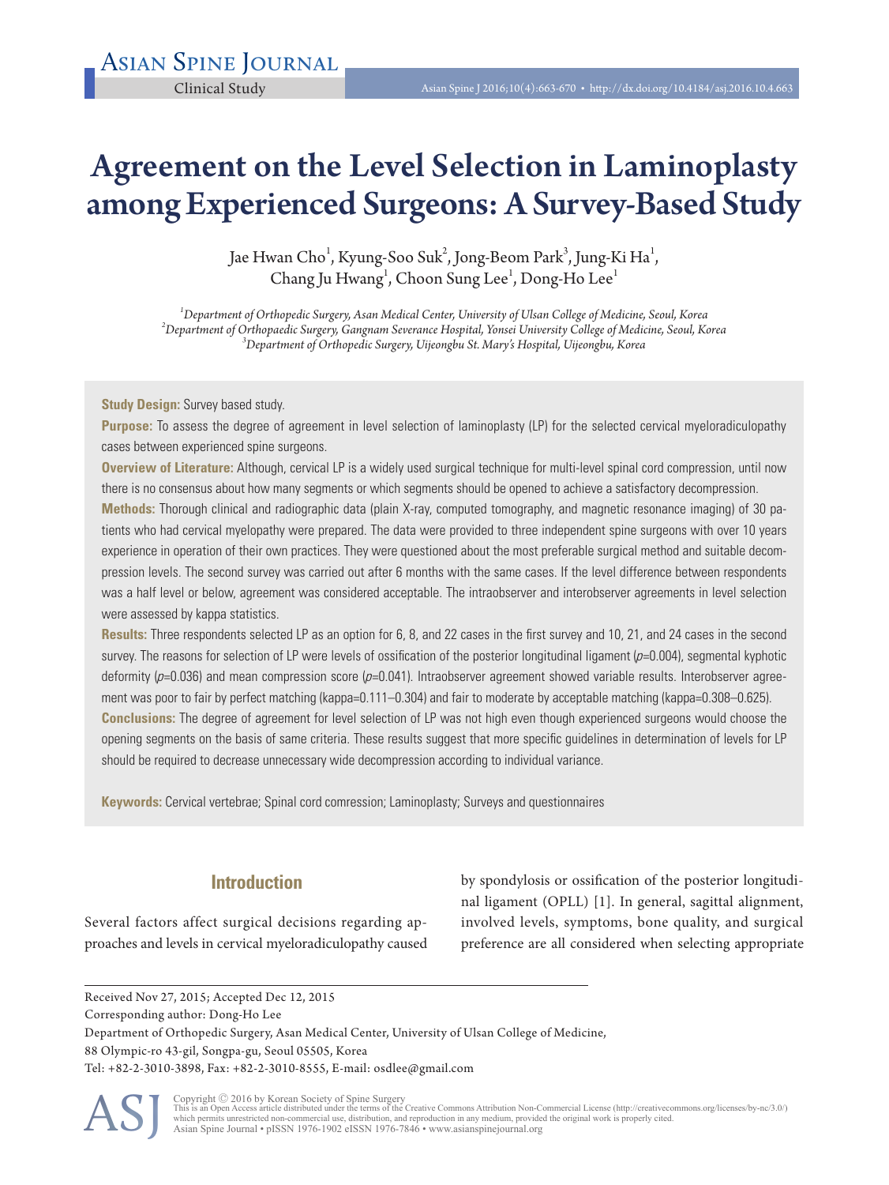Clinical Study

# Agreement on the Level Selection in Laminoplasty among Experienced Surgeons: A Survey-Based Study

Jae Hwan Cho[1], Kyung-Soo Suk[2], Jong-Beom Park[3], Jung-Ki Ha[1], Chang Ju Hwang[1], Choon Sung Lee[1], Dong-Ho Lee[1]

[1]*Department of Orthopedic Surgery, Asan Medical Center, University of Ulsan College of Medicine, Seoul, Korea*
[2]*Department of Orthopaedic Surgery, Gangnam Severance Hospital, Yonsei University College of Medicine, Seoul, Korea*
[3]*Department of Orthopedic Surgery, Uijeongbu St. Mary's Hospital, Uijeongbu, Korea*

**Study Design:** Survey based study.

**Purpose:** To assess the degree of agreement in level selection of laminoplasty (LP) for the selected cervical myeloradiculopathy cases between experienced spine surgeons.

**Overview of Literature:** Although, cervical LP is a widely used surgical technique for multi-level spinal cord compression, until now there is no consensus about how many segments or which segments should be opened to achieve a satisfactory decompression.

**Methods:** Thorough clinical and radiographic data (plain X-ray, computed tomography, and magnetic resonance imaging) of 30 patients who had cervical myelopathy were prepared. The data were provided to three independent spine surgeons with over 10 years experience in operation of their own practices. They were questioned about the most preferable surgical method and suitable decompression levels. The second survey was carried out after 6 months with the same cases. If the level difference between respondents was a half level or below, agreement was considered acceptable. The intraobserver and interobserver agreements in level selection were assessed by kappa statistics.

**Results:** Three respondents selected LP as an option for 6, 8, and 22 cases in the first survey and 10, 21, and 24 cases in the second survey. The reasons for selection of LP were levels of ossification of the posterior longitudinal ligament ($p$=0.004), segmental kyphotic deformity ($p$=0.036) and mean compression score ($p$=0.041). Intraobserver agreement showed variable results. Interobserver agreement was poor to fair by perfect matching (kappa=0.111–0.304) and fair to moderate by acceptable matching (kappa=0.308–0.625).

**Conclusions:** The degree of agreement for level selection of LP was not high even though experienced surgeons would choose the opening segments on the basis of same criteria. These results suggest that more specific guidelines in determination of levels for LP should be required to decrease unnecessary wide decompression according to individual variance.

**Keywords:** Cervical vertebrae; Spinal cord comression; Laminoplasty; Surveys and questionnaires

## Introduction

Several factors affect surgical decisions regarding approaches and levels in cervical myeloradiculopathy caused by spondylosis or ossification of the posterior longitudinal ligament (OPLL) [1]. In general, sagittal alignment, involved levels, symptoms, bone quality, and surgical preference are all considered when selecting appropriate

Received Nov 27, 2015; Accepted Dec 12, 2015
Corresponding author: Dong-Ho Lee
Department of Orthopedic Surgery, Asan Medical Center, University of Ulsan College of Medicine,
88 Olympic-ro 43-gil, Songpa-gu, Seoul 05505, Korea
Tel: +82-2-3010-3898, Fax: +82-2-3010-8555, E-mail: osdlee@gmail.com

Copyright © 2016 by Korean Society of Spine Surgery
This is an Open Access article distributed under the terms of the Creative Commons Attribution Non-Commercial License (http://creativecommons.org/licenses/by-nc/3.0/) which permits unrestricted non-commercial use, distribution, and reproduction in any medium, provided the original work is properly cited.
Asian Spine Journal • pISSN 1976-1902 eISSN 1976-7846 • www.asianspinejournal.org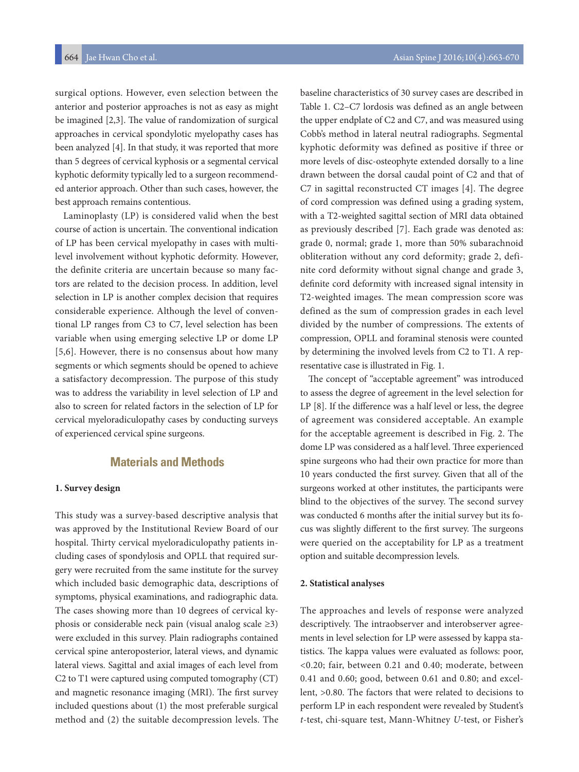surgical options. However, even selection between the anterior and posterior approaches is not as easy as might be imagined [2,3]. The value of randomization of surgical approaches in cervical spondylotic myelopathy cases has been analyzed [4]. In that study, it was reported that more than 5 degrees of cervical kyphosis or a segmental cervical kyphotic deformity typically led to a surgeon recommended anterior approach. Other than such cases, however, the best approach remains contentious.

Laminoplasty (LP) is considered valid when the best course of action is uncertain. The conventional indication of LP has been cervical myelopathy in cases with multilevel involvement without kyphotic deformity. However, the definite criteria are uncertain because so many factors are related to the decision process. In addition, level selection in LP is another complex decision that requires considerable experience. Although the level of conventional LP ranges from C3 to C7, level selection has been variable when using emerging selective LP or dome LP [5,6]. However, there is no consensus about how many segments or which segments should be opened to achieve a satisfactory decompression. The purpose of this study was to address the variability in level selection of LP and also to screen for related factors in the selection of LP for cervical myeloradiculopathy cases by conducting surveys of experienced cervical spine surgeons.

## Materials and Methods

### 1. Survey design

This study was a survey-based descriptive analysis that was approved by the Institutional Review Board of our hospital. Thirty cervical myeloradiculopathy patients including cases of spondylosis and OPLL that required surgery were recruited from the same institute for the survey which included basic demographic data, descriptions of symptoms, physical examinations, and radiographic data. The cases showing more than 10 degrees of cervical kyphosis or considerable neck pain (visual analog scale ≥3) were excluded in this survey. Plain radiographs contained cervical spine anteroposterior, lateral views, and dynamic lateral views. Sagittal and axial images of each level from C2 to T1 were captured using computed tomography (CT) and magnetic resonance imaging (MRI). The first survey included questions about (1) the most preferable surgical method and (2) the suitable decompression levels. The baseline characteristics of 30 survey cases are described in Table 1. C2–C7 lordosis was defined as an angle between the upper endplate of C2 and C7, and was measured using Cobb's method in lateral neutral radiographs. Segmental kyphotic deformity was defined as positive if three or more levels of disc-osteophyte extended dorsally to a line drawn between the dorsal caudal point of C2 and that of C7 in sagittal reconstructed CT images [4]. The degree of cord compression was defined using a grading system, with a T2-weighted sagittal section of MRI data obtained as previously described [7]. Each grade was denoted as: grade 0, normal; grade 1, more than 50% subarachnoid obliteration without any cord deformity; grade 2, definite cord deformity without signal change and grade 3, definite cord deformity with increased signal intensity in T2-weighted images. The mean compression score was defined as the sum of compression grades in each level divided by the number of compressions. The extents of compression, OPLL and foraminal stenosis were counted by determining the involved levels from C2 to T1. A representative case is illustrated in Fig. 1.

The concept of "acceptable agreement" was introduced to assess the degree of agreement in the level selection for LP [8]. If the difference was a half level or less, the degree of agreement was considered acceptable. An example for the acceptable agreement is described in Fig. 2. The dome LP was considered as a half level. Three experienced spine surgeons who had their own practice for more than 10 years conducted the first survey. Given that all of the surgeons worked at other institutes, the participants were blind to the objectives of the survey. The second survey was conducted 6 months after the initial survey but its focus was slightly different to the first survey. The surgeons were queried on the acceptability for LP as a treatment option and suitable decompression levels.

### 2. Statistical analyses

The approaches and levels of response were analyzed descriptively. The intraobserver and interobserver agreements in level selection for LP were assessed by kappa statistics. The kappa values were evaluated as follows: poor, <0.20; fair, between 0.21 and 0.40; moderate, between 0.41 and 0.60; good, between 0.61 and 0.80; and excellent, >0.80. The factors that were related to decisions to perform LP in each respondent were revealed by Student's *t*-test, chi-square test, Mann-Whitney *U*-test, or Fisher's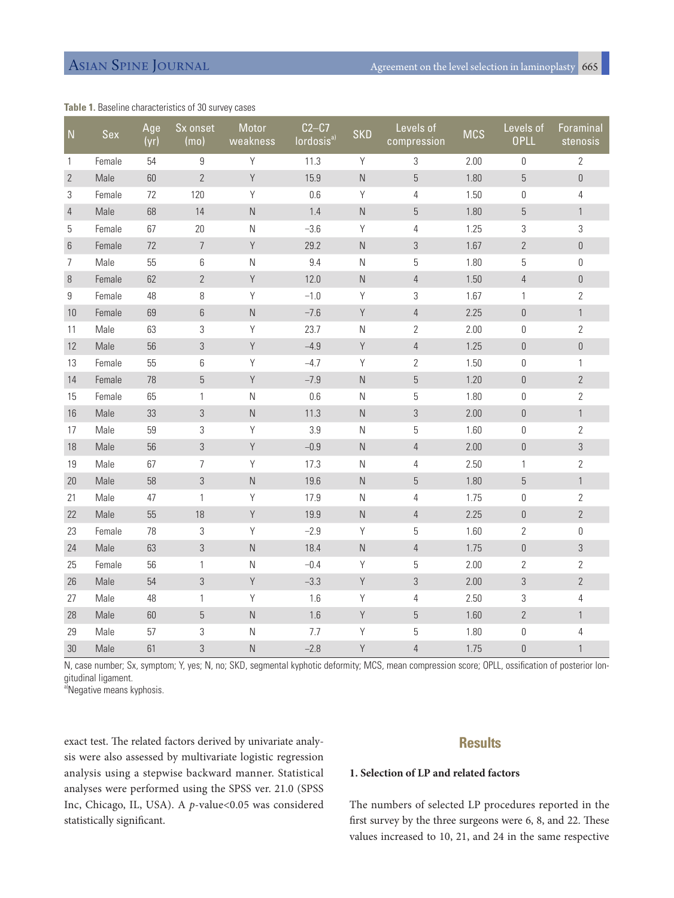**Table 1.** Baseline characteristics of 30 survey cases

| N | Sex | Age (yr) | Sx onset (mo) | Motor weakness | C2–C7 lordosis[a] | SKD | Levels of compression | MCS | Levels of OPLL | Foraminal stenosis |
|---|---|---|---|---|---|---|---|---|---|---|
| 1 | Female | 54 | 9 | Y | 11.3 | Y | 3 | 2.00 | 0 | 2 |
| 2 | Male | 60 | 2 | Y | 15.9 | N | 5 | 1.80 | 5 | 0 |
| 3 | Female | 72 | 120 | Y | 0.6 | Y | 4 | 1.50 | 0 | 4 |
| 4 | Male | 68 | 14 | N | 1.4 | N | 5 | 1.80 | 5 | 1 |
| 5 | Female | 67 | 20 | N | −3.6 | Y | 4 | 1.25 | 3 | 3 |
| 6 | Female | 72 | 7 | Y | 29.2 | N | 3 | 1.67 | 2 | 0 |
| 7 | Male | 55 | 6 | N | 9.4 | N | 5 | 1.80 | 5 | 0 |
| 8 | Female | 62 | 2 | Y | 12.0 | N | 4 | 1.50 | 4 | 0 |
| 9 | Female | 48 | 8 | Y | −1.0 | Y | 3 | 1.67 | 1 | 2 |
| 10 | Female | 69 | 6 | N | −7.6 | Y | 4 | 2.25 | 0 | 1 |
| 11 | Male | 63 | 3 | Y | 23.7 | N | 2 | 2.00 | 0 | 2 |
| 12 | Male | 56 | 3 | Y | −4.9 | Y | 4 | 1.25 | 0 | 0 |
| 13 | Female | 55 | 6 | Y | −4.7 | Y | 2 | 1.50 | 0 | 1 |
| 14 | Female | 78 | 5 | Y | −7.9 | N | 5 | 1.20 | 0 | 2 |
| 15 | Female | 65 | 1 | N | 0.6 | N | 5 | 1.80 | 0 | 2 |
| 16 | Male | 33 | 3 | N | 11.3 | N | 3 | 2.00 | 0 | 1 |
| 17 | Male | 59 | 3 | Y | 3.9 | N | 5 | 1.60 | 0 | 2 |
| 18 | Male | 56 | 3 | Y | −0.9 | N | 4 | 2.00 | 0 | 3 |
| 19 | Male | 67 | 7 | Y | 17.3 | N | 4 | 2.50 | 1 | 2 |
| 20 | Male | 58 | 3 | N | 19.6 | N | 5 | 1.80 | 5 | 1 |
| 21 | Male | 47 | 1 | Y | 17.9 | N | 4 | 1.75 | 0 | 2 |
| 22 | Male | 55 | 18 | Y | 19.9 | N | 4 | 2.25 | 0 | 2 |
| 23 | Female | 78 | 3 | Y | −2.9 | Y | 5 | 1.60 | 2 | 0 |
| 24 | Male | 63 | 3 | N | 18.4 | N | 4 | 1.75 | 0 | 3 |
| 25 | Female | 56 | 1 | N | −0.4 | Y | 5 | 2.00 | 2 | 2 |
| 26 | Male | 54 | 3 | Y | −3.3 | Y | 3 | 2.00 | 3 | 2 |
| 27 | Male | 48 | 1 | Y | 1.6 | Y | 4 | 2.50 | 3 | 4 |
| 28 | Male | 60 | 5 | N | 1.6 | Y | 5 | 1.60 | 2 | 1 |
| 29 | Male | 57 | 3 | N | 7.7 | Y | 5 | 1.80 | 0 | 4 |
| 30 | Male | 61 | 3 | N | −2.8 | Y | 4 | 1.75 | 0 | 1 |

N, case number; Sx, symptom; Y, yes; N, no; SKD, segmental kyphotic deformity; MCS, mean compression score; OPLL, ossification of posterior longitudinal ligament.
[a]Negative means kyphosis.

exact test. The related factors derived by univariate analysis were also assessed by multivariate logistic regression analysis using a stepwise backward manner. Statistical analyses were performed using the SPSS ver. 21.0 (SPSS Inc, Chicago, IL, USA). A $p$-value<0.05 was considered statistically significant.

## Results

### 1. Selection of LP and related factors

The numbers of selected LP procedures reported in the first survey by the three surgeons were 6, 8, and 22. These values increased to 10, 21, and 24 in the same respective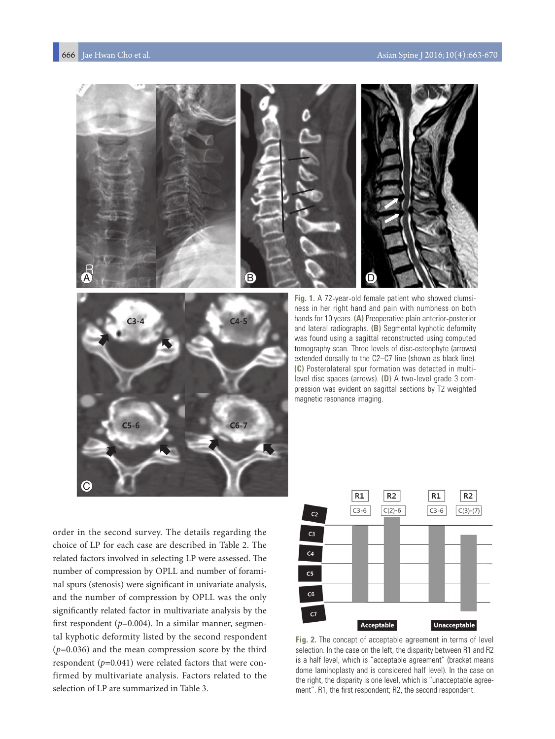Fig. 1. A 72-year-old female patient who showed clumsiness in her right hand and pain with numbness on both hands for 10 years. **(A)** Preoperative plain anterior-posterior and lateral radiographs. **(B)** Segmental kyphotic deformity was found using a sagittal reconstructed using computed tomography scan. Three levels of disc-osteophyte (arrows) extended dorsally to the C2–C7 line (shown as black line). **(C)** Posterolateral spur formation was detected in multilevel disc spaces (arrows). **(D)** A two-level grade 3 compression was evident on sagittal sections by T2 weighted magnetic resonance imaging.

order in the second survey. The details regarding the choice of LP for each case are described in Table 2. The related factors involved in selecting LP were assessed. The number of compression by OPLL and number of foraminal spurs (stenosis) were significant in univariate analysis, and the number of compression by OPLL was the only significantly related factor in multivariate analysis by the first respondent ($p$=0.004). In a similar manner, segmental kyphotic deformity listed by the second respondent ($p$=0.036) and the mean compression score by the third respondent ($p$=0.041) were related factors that were confirmed by multivariate analysis. Factors related to the selection of LP are summarized in Table 3.

Fig. 2. The concept of acceptable agreement in terms of level selection. In the case on the left, the disparity between R1 and R2 is a half level, which is "acceptable agreement" (bracket means dome laminoplasty and is considered half level). In the case on the right, the disparity is one level, which is "unacceptable agreement". R1, the first respondent; R2, the second respondent.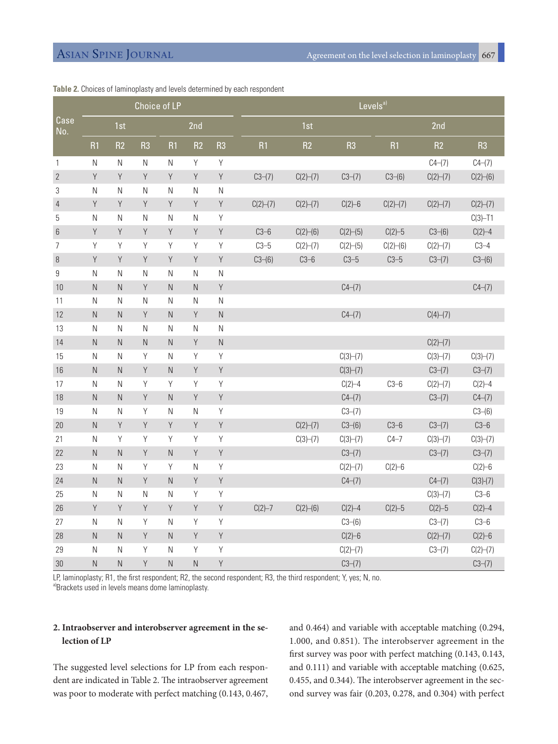**Table 2.** Choices of laminoplasty and levels determined by each respondent

| Case No. | Choice of LP | | | | | | Levels[a] | | | | | |
|---|---|---|---|---|---|---|---|---|---|---|---|---|
| | 1st | | | 2nd | | | 1st | | | 2nd | | |
| | R1 | R2 | R3 | R1 | R2 | R3 | R1 | R2 | R3 | R1 | R2 | R3 |
| 1 | N | N | N | N | Y | Y | | | | | C4–(7) | C4–(7) |
| 2 | Y | Y | Y | Y | Y | Y | C3–(7) | C(2)–(7) | C3–(7) | C3–(6) | C(2)–(7) | C(2)–(6) |
| 3 | N | N | N | N | N | N | | | | | | |
| 4 | Y | Y | Y | Y | Y | Y | C(2)–(7) | C(2)–(7) | C(2)–6 | C(2)–(7) | C(2)–(7) | C(2)–(7) |
| 5 | N | N | N | N | N | Y | | | | | | C(3)–T1 |
| 6 | Y | Y | Y | Y | Y | Y | C3–6 | C(2)–(6) | C(2)–(5) | C(2)–5 | C3–(6) | C(2)–4 |
| 7 | Y | Y | Y | Y | Y | Y | C3–5 | C(2)–(7) | C(2)–(5) | C(2)–(6) | C(2)–(7) | C3–4 |
| 8 | Y | Y | Y | Y | Y | Y | C3–(6) | C3–6 | C3–5 | C3–5 | C3–(7) | C3–(6) |
| 9 | N | N | N | N | N | N | | | | | | |
| 10 | N | N | Y | N | N | Y | | | C4–(7) | | | C4–(7) |
| 11 | N | N | N | N | N | N | | | | | | |
| 12 | N | N | Y | N | Y | N | | | C4–(7) | | C(4)–(7) | |
| 13 | N | N | N | N | N | N | | | | | | |
| 14 | N | N | N | N | Y | N | | | | | C(2)–(7) | |
| 15 | N | N | Y | N | Y | Y | | | C(3)–(7) | | C(3)–(7) | C(3)–(7) |
| 16 | N | N | Y | N | Y | Y | | | C(3)–(7) | | C3–(7) | C3–(7) |
| 17 | N | N | Y | Y | Y | Y | | | C(2)–4 | C3–6 | C(2)–(7) | C(2)–4 |
| 18 | N | N | Y | N | Y | Y | | | C4–(7) | | C3–(7) | C4–(7) |
| 19 | N | N | Y | N | N | Y | | | C3–(7) | | | C3–(6) |
| 20 | N | Y | Y | Y | Y | Y | | C(2)–(7) | C3–(6) | C3–6 | C3–(7) | C3–6 |
| 21 | N | Y | Y | Y | Y | Y | | C(3)–(7) | C(3)–(7) | C4–7 | C(3)–(7) | C(3)–(7) |
| 22 | N | N | Y | N | Y | Y | | | C3–(7) | | C3–(7) | C3–(7) |
| 23 | N | N | Y | Y | N | Y | | | C(2)–(7) | C(2)–6 | | C(2)–6 |
| 24 | N | N | Y | N | Y | Y | | | C4–(7) | | C4–(7) | C(3)-(7) |
| 25 | N | N | N | N | Y | Y | | | | | C(3)–(7) | C3–6 |
| 26 | Y | Y | Y | Y | Y | Y | C(2)–7 | C(2)–(6) | C(2)–4 | C(2)–5 | C(2)–5 | C(2)–4 |
| 27 | N | N | Y | N | Y | Y | | | C3–(6) | | C3–(7) | C3–6 |
| 28 | N | N | Y | N | Y | Y | | | C(2)–6 | | C(2)–(7) | C(2)–6 |
| 29 | N | N | Y | N | Y | Y | | | C(2)–(7) | | C3–(7) | C(2)–(7) |
| 30 | N | N | Y | N | N | Y | | | C3–(7) | | | C3–(7) |

LP, laminoplasty; R1, the first respondent; R2, the second respondent; R3, the third respondent; Y, yes; N, no.
[a]Brackets used in levels means dome laminoplasty.

**2. Intraobserver and interobserver agreement in the selection of LP**

The suggested level selections for LP from each respondent are indicated in Table 2. The intraobserver agreement was poor to moderate with perfect matching (0.143, 0.467, and 0.464) and variable with acceptable matching (0.294, 1.000, and 0.851). The interobserver agreement in the first survey was poor with perfect matching (0.143, 0.143, and 0.111) and variable with acceptable matching (0.625, 0.455, and 0.344). The interobserver agreement in the second survey was fair (0.203, 0.278, and 0.304) with perfect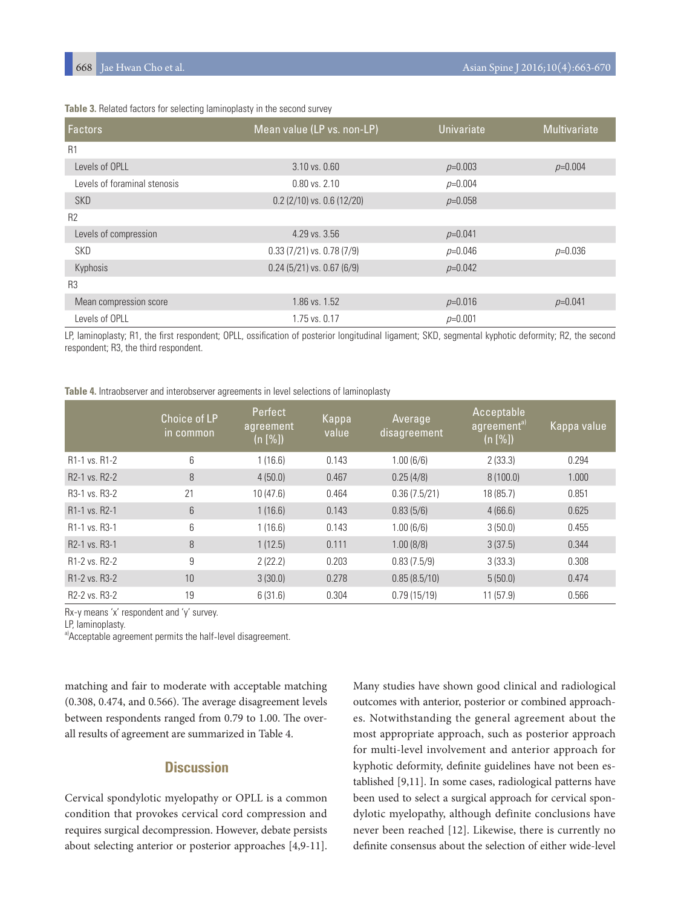**Table 3.** Related factors for selecting laminoplasty in the second survey

| Factors | Mean value (LP vs. non-LP) | Univariate | Multivariate |
|---|---|---|---|
| R1 | | | |
| Levels of OPLL | 3.10 vs. 0.60 | *p*=0.003 | *p*=0.004 |
| Levels of foraminal stenosis | 0.80 vs. 2.10 | *p*=0.004 | |
| SKD | 0.2 (2/10) vs. 0.6 (12/20) | *p*=0.058 | |
| R2 | | | |
| Levels of compression | 4.29 vs. 3.56 | *p*=0.041 | |
| SKD | 0.33 (7/21) vs. 0.78 (7/9) | *p*=0.046 | *p*=0.036 |
| Kyphosis | 0.24 (5/21) vs. 0.67 (6/9) | *p*=0.042 | |
| R3 | | | |
| Mean compression score | 1.86 vs. 1.52 | *p*=0.016 | *p*=0.041 |
| Levels of OPLL | 1.75 vs. 0.17 | *p*=0.001 | |

LP, laminoplasty; R1, the first respondent; OPLL, ossification of posterior longitudinal ligament; SKD, segmental kyphotic deformity; R2, the second respondent; R3, the third respondent.

**Table 4.** Intraobserver and interobserver agreements in level selections of laminoplasty

| | Choice of LP in common | Perfect agreement (n [%]) | Kappa value | Average disagreement | Acceptable agreement[a] (n [%]) | Kappa value |
|---|---|---|---|---|---|---|
| R1-1 vs. R1-2 | 6 | 1 (16.6) | 0.143 | 1.00 (6/6) | 2 (33.3) | 0.294 |
| R2-1 vs. R2-2 | 8 | 4 (50.0) | 0.467 | 0.25 (4/8) | 8 (100.0) | 1.000 |
| R3-1 vs. R3-2 | 21 | 10 (47.6) | 0.464 | 0.36 (7.5/21) | 18 (85.7) | 0.851 |
| R1-1 vs. R2-1 | 6 | 1 (16.6) | 0.143 | 0.83 (5/6) | 4 (66.6) | 0.625 |
| R1-1 vs. R3-1 | 6 | 1 (16.6) | 0.143 | 1.00 (6/6) | 3 (50.0) | 0.455 |
| R2-1 vs. R3-1 | 8 | 1 (12.5) | 0.111 | 1.00 (8/8) | 3 (37.5) | 0.344 |
| R1-2 vs. R2-2 | 9 | 2 (22.2) | 0.203 | 0.83 (7.5/9) | 3 (33.3) | 0.308 |
| R1-2 vs. R3-2 | 10 | 3 (30.0) | 0.278 | 0.85 (8.5/10) | 5 (50.0) | 0.474 |
| R2-2 vs. R3-2 | 19 | 6 (31.6) | 0.304 | 0.79 (15/19) | 11 (57.9) | 0.566 |

Rx-y means 'x' respondent and 'y' survey.
LP, laminoplasty.
[a]Acceptable agreement permits the half-level disagreement.

matching and fair to moderate with acceptable matching (0.308, 0.474, and 0.566). The average disagreement levels between respondents ranged from 0.79 to 1.00. The overall results of agreement are summarized in Table 4.

## Discussion

Cervical spondylotic myelopathy or OPLL is a common condition that provokes cervical cord compression and requires surgical decompression. However, debate persists about selecting anterior or posterior approaches [4,9-11]. Many studies have shown good clinical and radiological outcomes with anterior, posterior or combined approaches. Notwithstanding the general agreement about the most appropriate approach, such as posterior approach for multi-level involvement and anterior approach for kyphotic deformity, definite guidelines have not been established [9,11]. In some cases, radiological patterns have been used to select a surgical approach for cervical spondylotic myelopathy, although definite conclusions have never been reached [12]. Likewise, there is currently no definite consensus about the selection of either wide-level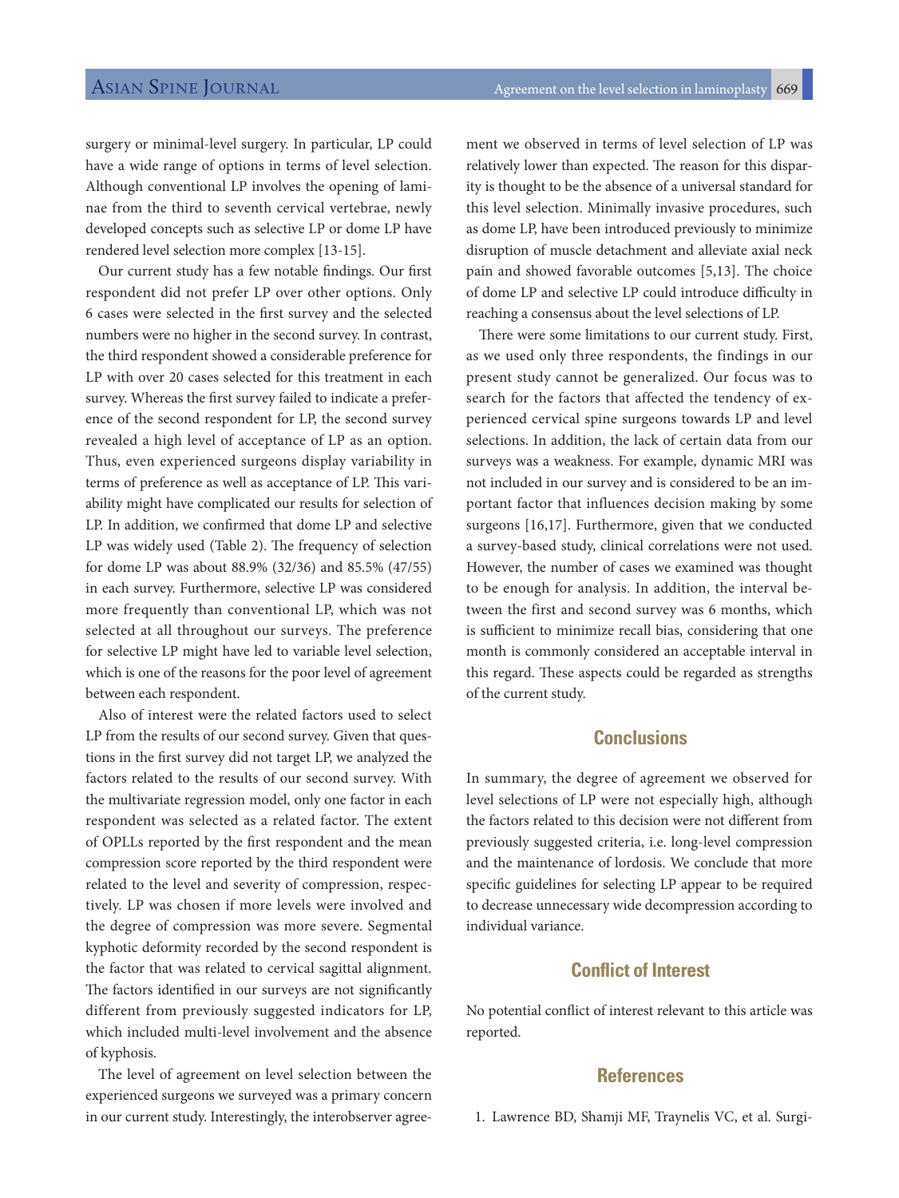surgery or minimal-level surgery. In particular, LP could have a wide range of options in terms of level selection. Although conventional LP involves the opening of laminae from the third to seventh cervical vertebrae, newly developed concepts such as selective LP or dome LP have rendered level selection more complex [13-15].

Our current study has a few notable findings. Our first respondent did not prefer LP over other options. Only 6 cases were selected in the first survey and the selected numbers were no higher in the second survey. In contrast, the third respondent showed a considerable preference for LP with over 20 cases selected for this treatment in each survey. Whereas the first survey failed to indicate a preference of the second respondent for LP, the second survey revealed a high level of acceptance of LP as an option. Thus, even experienced surgeons display variability in terms of preference as well as acceptance of LP. This variability might have complicated our results for selection of LP. In addition, we confirmed that dome LP and selective LP was widely used (Table 2). The frequency of selection for dome LP was about 88.9% (32/36) and 85.5% (47/55) in each survey. Furthermore, selective LP was considered more frequently than conventional LP, which was not selected at all throughout our surveys. The preference for selective LP might have led to variable level selection, which is one of the reasons for the poor level of agreement between each respondent.

Also of interest were the related factors used to select LP from the results of our second survey. Given that questions in the first survey did not target LP, we analyzed the factors related to the results of our second survey. With the multivariate regression model, only one factor in each respondent was selected as a related factor. The extent of OPLLs reported by the first respondent and the mean compression score reported by the third respondent were related to the level and severity of compression, respectively. LP was chosen if more levels were involved and the degree of compression was more severe. Segmental kyphotic deformity recorded by the second respondent is the factor that was related to cervical sagittal alignment. The factors identified in our surveys are not significantly different from previously suggested indicators for LP, which included multi-level involvement and the absence of kyphosis.

The level of agreement on level selection between the experienced surgeons we surveyed was a primary concern in our current study. Interestingly, the interobserver agreement we observed in terms of level selection of LP was relatively lower than expected. The reason for this disparity is thought to be the absence of a universal standard for this level selection. Minimally invasive procedures, such as dome LP, have been introduced previously to minimize disruption of muscle detachment and alleviate axial neck pain and showed favorable outcomes [5,13]. The choice of dome LP and selective LP could introduce difficulty in reaching a consensus about the level selections of LP.

There were some limitations to our current study. First, as we used only three respondents, the findings in our present study cannot be generalized. Our focus was to search for the factors that affected the tendency of experienced cervical spine surgeons towards LP and level selections. In addition, the lack of certain data from our surveys was a weakness. For example, dynamic MRI was not included in our survey and is considered to be an important factor that influences decision making by some surgeons [16,17]. Furthermore, given that we conducted a survey-based study, clinical correlations were not used. However, the number of cases we examined was thought to be enough for analysis. In addition, the interval between the first and second survey was 6 months, which is sufficient to minimize recall bias, considering that one month is commonly considered an acceptable interval in this regard. These aspects could be regarded as strengths of the current study.

## Conclusions

In summary, the degree of agreement we observed for level selections of LP were not especially high, although the factors related to this decision were not different from previously suggested criteria, i.e. long-level compression and the maintenance of lordosis. We conclude that more specific guidelines for selecting LP appear to be required to decrease unnecessary wide decompression according to individual variance.

## Conflict of Interest

No potential conflict of interest relevant to this article was reported.

## References

1. Lawrence BD, Shamji MF, Traynelis VC, et al. Surgi-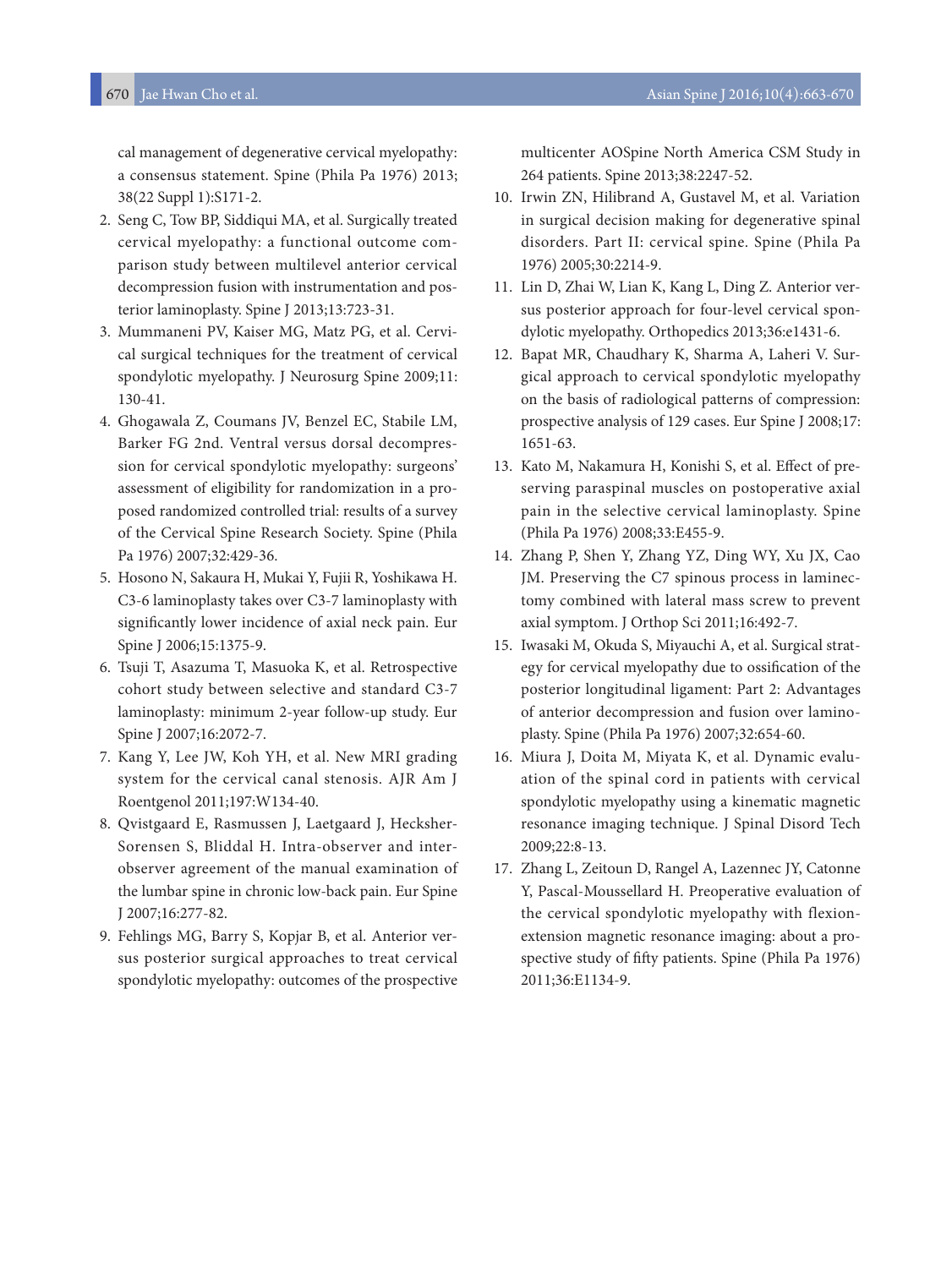cal management of degenerative cervical myelopathy: a consensus statement. Spine (Phila Pa 1976) 2013; 38(22 Suppl 1):S171-2.

2. Seng C, Tow BP, Siddiqui MA, et al. Surgically treated cervical myelopathy: a functional outcome comparison study between multilevel anterior cervical decompression fusion with instrumentation and posterior laminoplasty. Spine J 2013;13:723-31.
3. Mummaneni PV, Kaiser MG, Matz PG, et al. Cervical surgical techniques for the treatment of cervical spondylotic myelopathy. J Neurosurg Spine 2009;11: 130-41.
4. Ghogawala Z, Coumans JV, Benzel EC, Stabile LM, Barker FG 2nd. Ventral versus dorsal decompression for cervical spondylotic myelopathy: surgeons' assessment of eligibility for randomization in a proposed randomized controlled trial: results of a survey of the Cervical Spine Research Society. Spine (Phila Pa 1976) 2007;32:429-36.
5. Hosono N, Sakaura H, Mukai Y, Fujii R, Yoshikawa H. C3-6 laminoplasty takes over C3-7 laminoplasty with significantly lower incidence of axial neck pain. Eur Spine J 2006;15:1375-9.
6. Tsuji T, Asazuma T, Masuoka K, et al. Retrospective cohort study between selective and standard C3-7 laminoplasty: minimum 2-year follow-up study. Eur Spine J 2007;16:2072-7.
7. Kang Y, Lee JW, Koh YH, et al. New MRI grading system for the cervical canal stenosis. AJR Am J Roentgenol 2011;197:W134-40.
8. Qvistgaard E, Rasmussen J, Laetgaard J, Hecksher-Sorensen S, Bliddal H. Intra-observer and inter-observer agreement of the manual examination of the lumbar spine in chronic low-back pain. Eur Spine J 2007;16:277-82.
9. Fehlings MG, Barry S, Kopjar B, et al. Anterior versus posterior surgical approaches to treat cervical spondylotic myelopathy: outcomes of the prospective multicenter AOSpine North America CSM Study in 264 patients. Spine 2013;38:2247-52.
10. Irwin ZN, Hilibrand A, Gustavel M, et al. Variation in surgical decision making for degenerative spinal disorders. Part II: cervical spine. Spine (Phila Pa 1976) 2005;30:2214-9.
11. Lin D, Zhai W, Lian K, Kang L, Ding Z. Anterior versus posterior approach for four-level cervical spondylotic myelopathy. Orthopedics 2013;36:e1431-6.
12. Bapat MR, Chaudhary K, Sharma A, Laheri V. Surgical approach to cervical spondylotic myelopathy on the basis of radiological patterns of compression: prospective analysis of 129 cases. Eur Spine J 2008;17: 1651-63.
13. Kato M, Nakamura H, Konishi S, et al. Effect of preserving paraspinal muscles on postoperative axial pain in the selective cervical laminoplasty. Spine (Phila Pa 1976) 2008;33:E455-9.
14. Zhang P, Shen Y, Zhang YZ, Ding WY, Xu JX, Cao JM. Preserving the C7 spinous process in laminectomy combined with lateral mass screw to prevent axial symptom. J Orthop Sci 2011;16:492-7.
15. Iwasaki M, Okuda S, Miyauchi A, et al. Surgical strategy for cervical myelopathy due to ossification of the posterior longitudinal ligament: Part 2: Advantages of anterior decompression and fusion over laminoplasty. Spine (Phila Pa 1976) 2007;32:654-60.
16. Miura J, Doita M, Miyata K, et al. Dynamic evaluation of the spinal cord in patients with cervical spondylotic myelopathy using a kinematic magnetic resonance imaging technique. J Spinal Disord Tech 2009;22:8-13.
17. Zhang L, Zeitoun D, Rangel A, Lazennec JY, Catonne Y, Pascal-Moussellard H. Preoperative evaluation of the cervical spondylotic myelopathy with flexion-extension magnetic resonance imaging: about a prospective study of fifty patients. Spine (Phila Pa 1976) 2011;36:E1134-9.